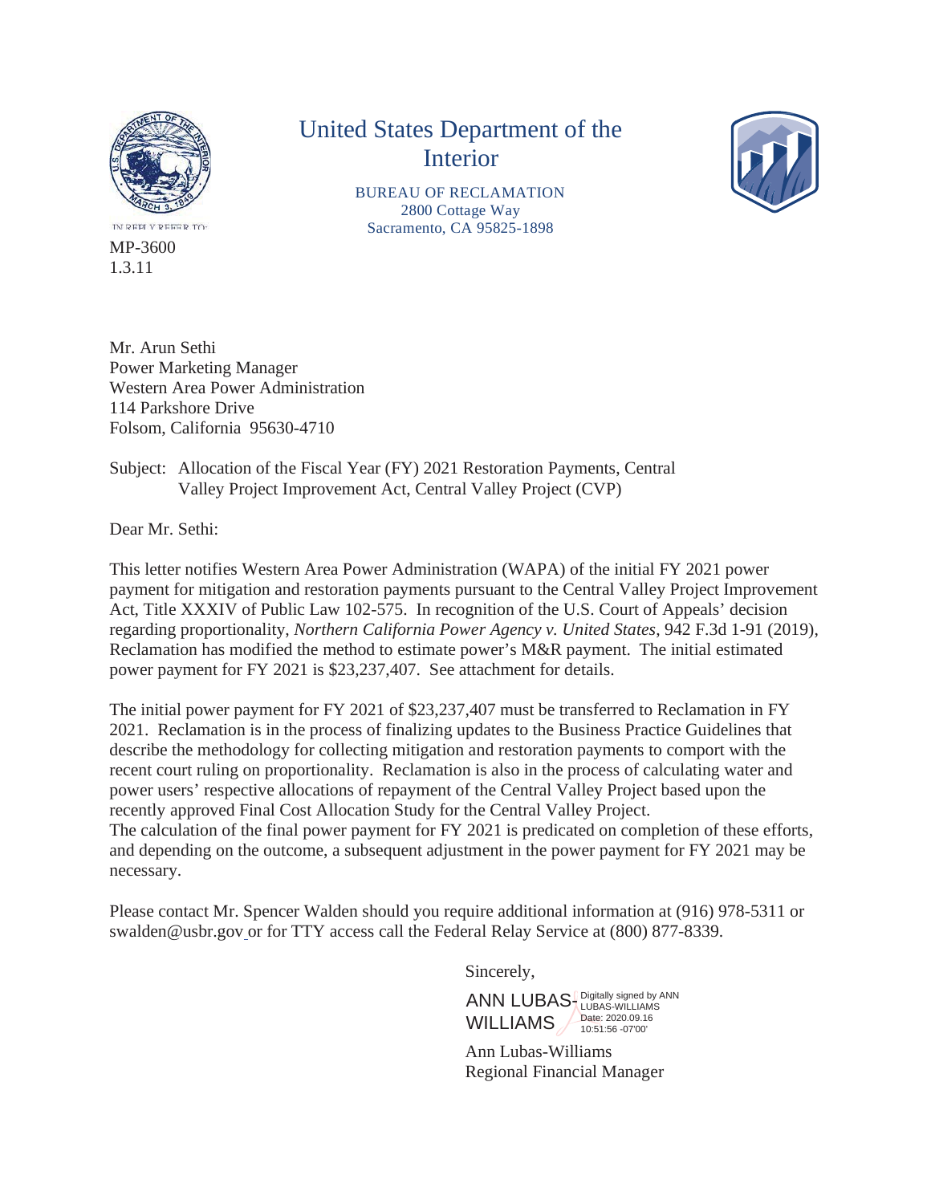# United States Department of the Interior

BUREAU OF RECLAMATION
2800 Cottage Way
Sacramento, CA 95825-1898

IN REPLY REFER TO:

MP-3600
1.3.11

Mr. Arun Sethi
Power Marketing Manager
Western Area Power Administration
114 Parkshore Drive
Folsom, California 95630-4710

Subject: Allocation of the Fiscal Year (FY) 2021 Restoration Payments, Central Valley Project Improvement Act, Central Valley Project (CVP)

Dear Mr. Sethi:

This letter notifies Western Area Power Administration (WAPA) of the initial FY 2021 power payment for mitigation and restoration payments pursuant to the Central Valley Project Improvement Act, Title XXXIV of Public Law 102-575. In recognition of the U.S. Court of Appeals' decision regarding proportionality, *Northern California Power Agency v. United States*, 942 F.3d 1-91 (2019), Reclamation has modified the method to estimate power's M&R payment. The initial estimated power payment for FY 2021 is $23,237,407. See attachment for details.

The initial power payment for FY 2021 of $23,237,407 must be transferred to Reclamation in FY 2021. Reclamation is in the process of finalizing updates to the Business Practice Guidelines that describe the methodology for collecting mitigation and restoration payments to comport with the recent court ruling on proportionality. Reclamation is also in the process of calculating water and power users' respective allocations of repayment of the Central Valley Project based upon the recently approved Final Cost Allocation Study for the Central Valley Project.
The calculation of the final power payment for FY 2021 is predicated on completion of these efforts, and depending on the outcome, a subsequent adjustment in the power payment for FY 2021 may be necessary.

Please contact Mr. Spencer Walden should you require additional information at (916) 978-5311 or swalden@usbr.gov or for TTY access call the Federal Relay Service at (800) 877-8339.

Sincerely,

ANN LUBAS-WILLIAMS
Digitally signed by ANN LUBAS-WILLIAMS
Date: 2020.09.16 10:51:56 -07'00'

Ann Lubas-Williams
Regional Financial Manager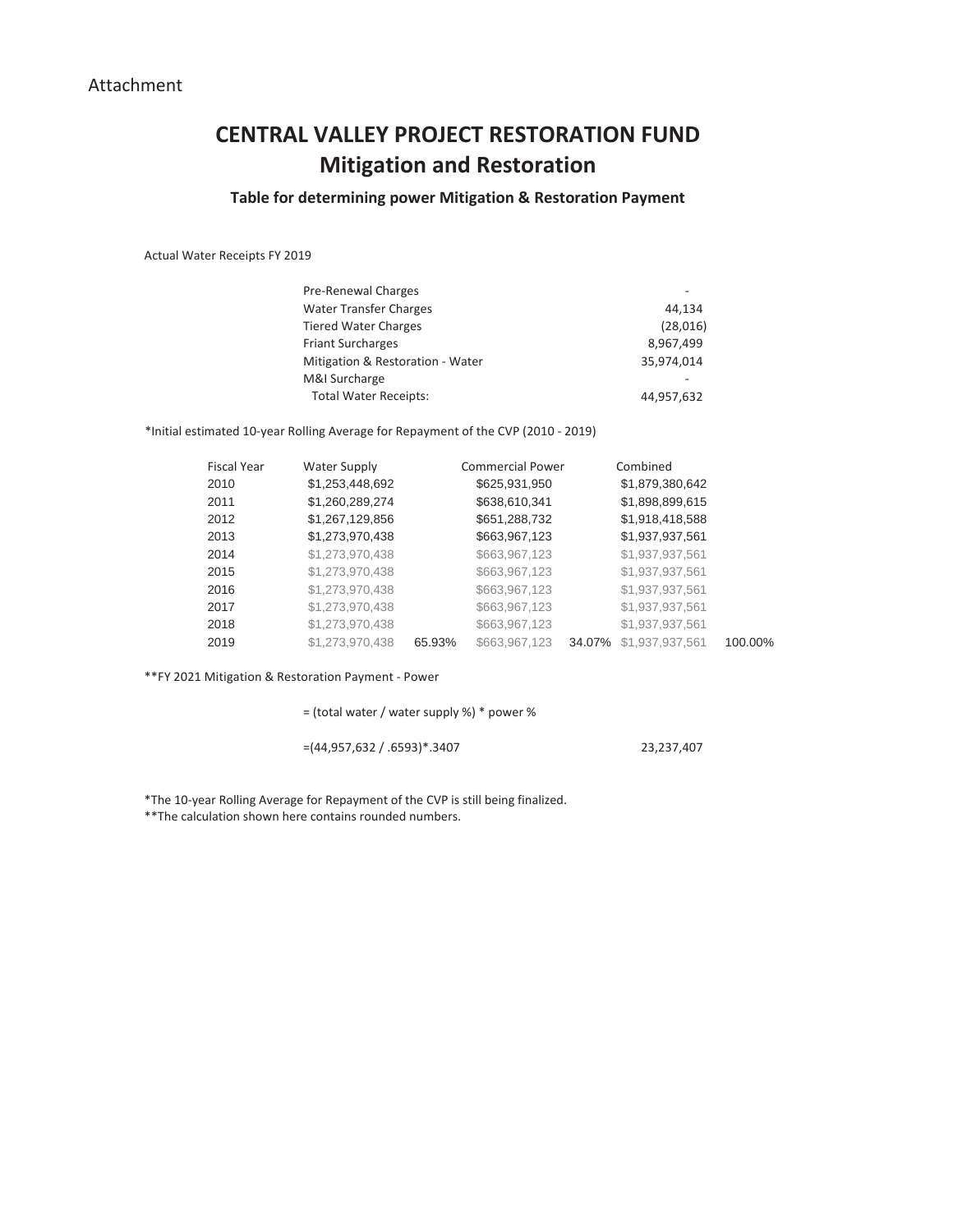Attachment

# CENTRAL VALLEY PROJECT RESTORATION FUND
# Mitigation and Restoration

### Table for determining power Mitigation & Restoration Payment

Actual Water Receipts FY 2019

| | |
|---|---|
| Pre-Renewal Charges | - |
| Water Transfer Charges | 44,134 |
| Tiered Water Charges | (28,016) |
| Friant Surcharges | 8,967,499 |
| Mitigation & Restoration - Water | 35,974,014 |
| M&I Surcharge | - |
| Total Water Receipts: | 44,957,632 |

*Initial estimated 10-year Rolling Average for Repayment of the CVP (2010 - 2019)

| Fiscal Year | Water Supply | | Commercial Power | | Combined | |
|---|---|---|---|---|---|---|
| 2010 | $1,253,448,692 | | $625,931,950 | | $1,879,380,642 | |
| 2011 | $1,260,289,274 | | $638,610,341 | | $1,898,899,615 | |
| 2012 | $1,267,129,856 | | $651,288,732 | | $1,918,418,588 | |
| 2013 | $1,273,970,438 | | $663,967,123 | | $1,937,937,561 | |
| 2014 | $1,273,970,438 | | $663,967,123 | | $1,937,937,561 | |
| 2015 | $1,273,970,438 | | $663,967,123 | | $1,937,937,561 | |
| 2016 | $1,273,970,438 | | $663,967,123 | | $1,937,937,561 | |
| 2017 | $1,273,970,438 | | $663,967,123 | | $1,937,937,561 | |
| 2018 | $1,273,970,438 | | $663,967,123 | | $1,937,937,561 | |
| 2019 | $1,273,970,438 | 65.93% | $663,967,123 | 34.07% | $1,937,937,561 | 100.00% |

**FY 2021 Mitigation & Restoration Payment - Power

= (total water / water supply %) * power %

=(44,957,632 / .6593)*.3407 23,237,407

*The 10-year Rolling Average for Repayment of the CVP is still being finalized.
**The calculation shown here contains rounded numbers.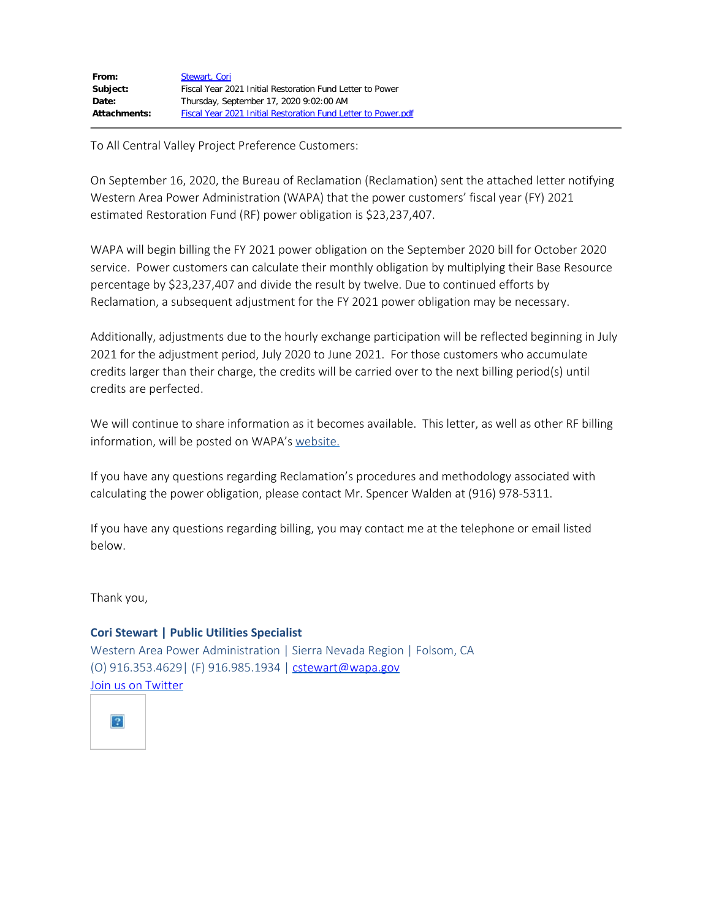**From:** Stewart, Cori
**Subject:** Fiscal Year 2021 Initial Restoration Fund Letter to Power
**Date:** Thursday, September 17, 2020 9:02:00 AM
**Attachments:** Fiscal Year 2021 Initial Restoration Fund Letter to Power.pdf

---

To All Central Valley Project Preference Customers:

On September 16, 2020, the Bureau of Reclamation (Reclamation) sent the attached letter notifying Western Area Power Administration (WAPA) that the power customers' fiscal year (FY) 2021 estimated Restoration Fund (RF) power obligation is $23,237,407.

WAPA will begin billing the FY 2021 power obligation on the September 2020 bill for October 2020 service. Power customers can calculate their monthly obligation by multiplying their Base Resource percentage by $23,237,407 and divide the result by twelve. Due to continued efforts by Reclamation, a subsequent adjustment for the FY 2021 power obligation may be necessary.

Additionally, adjustments due to the hourly exchange participation will be reflected beginning in July 2021 for the adjustment period, July 2020 to June 2021. For those customers who accumulate credits larger than their charge, the credits will be carried over to the next billing period(s) until credits are perfected.

We will continue to share information as it becomes available. This letter, as well as other RF billing information, will be posted on WAPA's website.

If you have any questions regarding Reclamation's procedures and methodology associated with calculating the power obligation, please contact Mr. Spencer Walden at (916) 978-5311.

If you have any questions regarding billing, you may contact me at the telephone or email listed below.

Thank you,

**Cori Stewart | Public Utilities Specialist**
Western Area Power Administration | Sierra Nevada Region | Folsom, CA
(O) 916.353.4629| (F) 916.985.1934 | cstewart@wapa.gov
Join us on Twitter